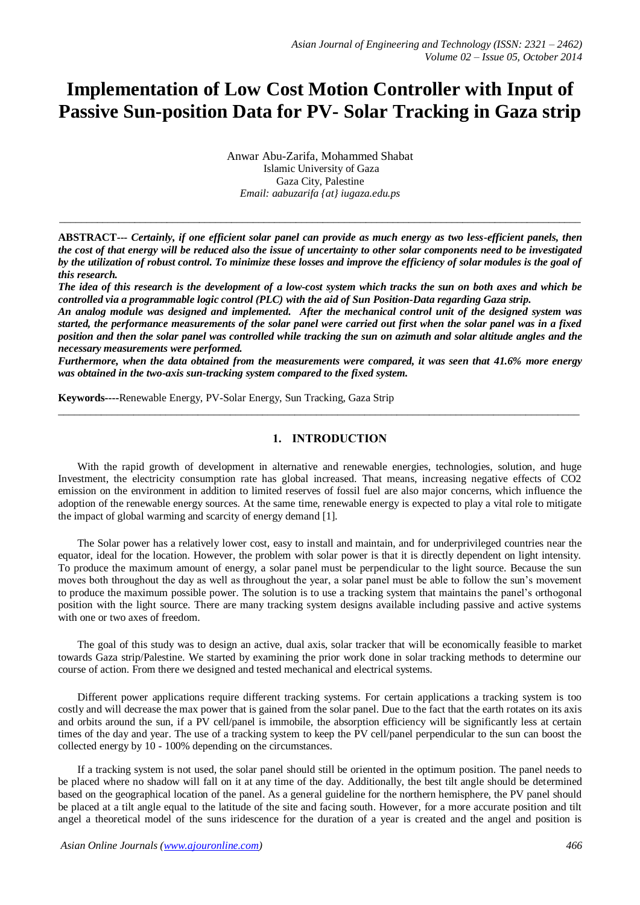# Implementation of Low Cost Motion Controller with Input of Passive Sun-position Data for PV- Solar Tracking in Gaza strip

Anwar Abu-Zarifa, Mohammed Shabat  
Islamic University of Gaza  
Gaza City, Palestine  
*Email: aabuzarifa {at} iugaza.edu.ps*

---

**ABSTRACT---** ***Certainly, if one efficient solar panel can provide as much energy as two less-efficient panels, then the cost of that energy will be reduced also the issue of uncertainty to other solar components need to be investigated by the utilization of robust control. To minimize these losses and improve the efficiency of solar modules is the goal of this research.***

***The idea of this research is the development of a low-cost system which tracks the sun on both axes and which be controlled via a programmable logic control (PLC) with the aid of Sun Position-Data regarding Gaza strip.***

***An analog module was designed and implemented. After the mechanical control unit of the designed system was started, the performance measurements of the solar panel were carried out first when the solar panel was in a fixed position and then the solar panel was controlled while tracking the sun on azimuth and solar altitude angles and the necessary measurements were performed.***

***Furthermore, when the data obtained from the measurements were compared, it was seen that 41.6% more energy was obtained in the two-axis sun-tracking system compared to the fixed system.***

**Keywords----**Renewable Energy, PV-Solar Energy, Sun Tracking, Gaza Strip

---

## 1. INTRODUCTION

With the rapid growth of development in alternative and renewable energies, technologies, solution, and huge Investment, the electricity consumption rate has global increased. That means, increasing negative effects of $CO_2$ emission on the environment in addition to limited reserves of fossil fuel are also major concerns, which influence the adoption of the renewable energy sources. At the same time, renewable energy is expected to play a vital role to mitigate the impact of global warming and scarcity of energy demand [1].

The Solar power has a relatively lower cost, easy to install and maintain, and for underprivileged countries near the equator, ideal for the location. However, the problem with solar power is that it is directly dependent on light intensity. To produce the maximum amount of energy, a solar panel must be perpendicular to the light source. Because the sun moves both throughout the day as well as throughout the year, a solar panel must be able to follow the sun's movement to produce the maximum possible power. The solution is to use a tracking system that maintains the panel's orthogonal position with the light source. There are many tracking system designs available including passive and active systems with one or two axes of freedom.

The goal of this study was to design an active, dual axis, solar tracker that will be economically feasible to market towards Gaza strip/Palestine. We started by examining the prior work done in solar tracking methods to determine our course of action. From there we designed and tested mechanical and electrical systems.

Different power applications require different tracking systems. For certain applications a tracking system is too costly and will decrease the max power that is gained from the solar panel. Due to the fact that the earth rotates on its axis and orbits around the sun, if a PV cell/panel is immobile, the absorption efficiency will be significantly less at certain times of the day and year. The use of a tracking system to keep the PV cell/panel perpendicular to the sun can boost the collected energy by 10 - 100% depending on the circumstances.

If a tracking system is not used, the solar panel should still be oriented in the optimum position. The panel needs to be placed where no shadow will fall on it at any time of the day. Additionally, the best tilt angle should be determined based on the geographical location of the panel. As a general guideline for the northern hemisphere, the PV panel should be placed at a tilt angle equal to the latitude of the site and facing south. However, for a more accurate position and tilt angel a theoretical model of the suns iridescence for the duration of a year is created and the angel and position is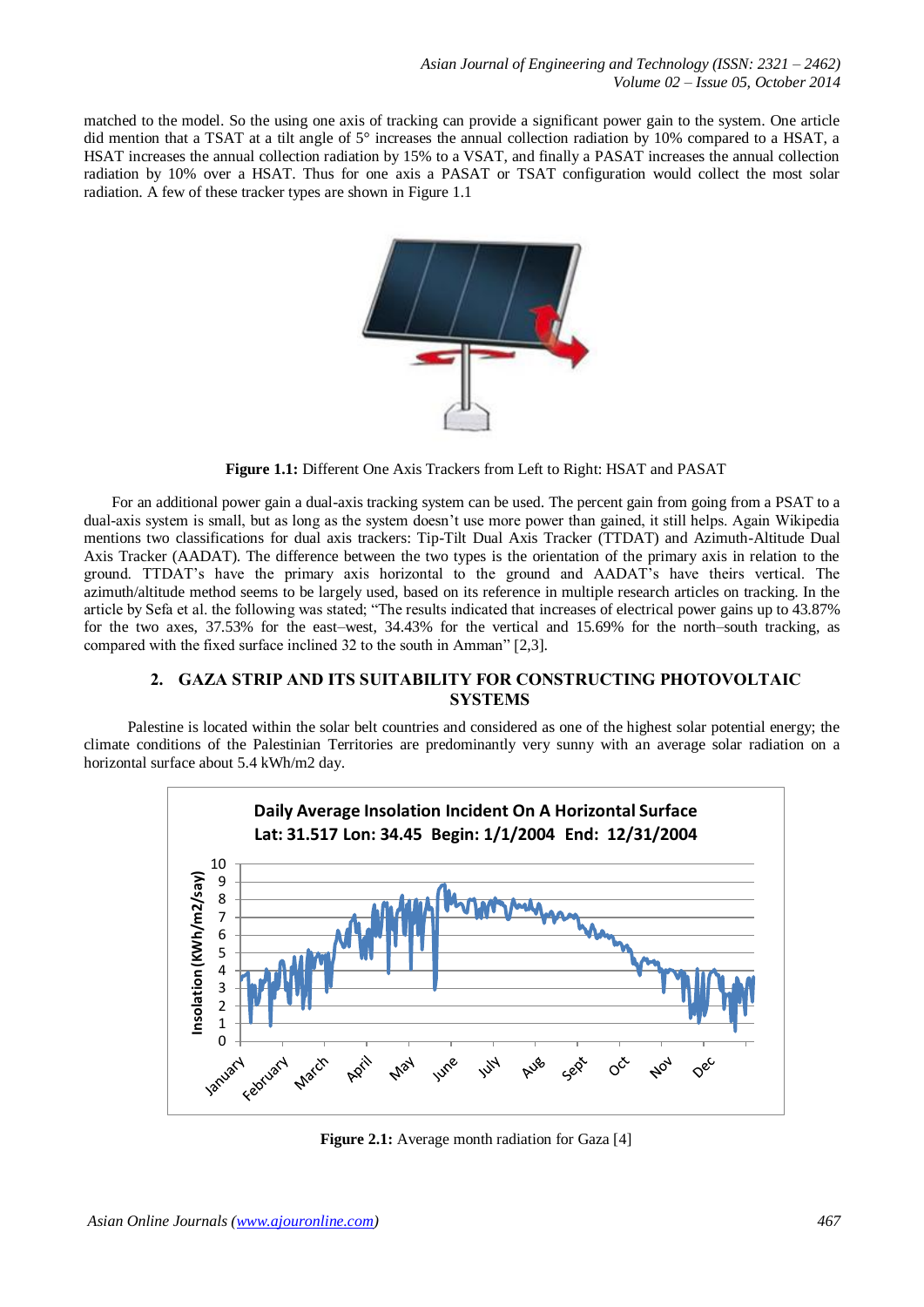matched to the model. So the using one axis of tracking can provide a significant power gain to the system. One article did mention that a TSAT at a tilt angle of 5° increases the annual collection radiation by 10% compared to a HSAT, a HSAT increases the annual collection radiation by 15% to a VSAT, and finally a PASAT increases the annual collection radiation by 10% over a HSAT. Thus for one axis a PASAT or TSAT configuration would collect the most solar radiation. A few of these tracker types are shown in Figure 1.1

**Figure 1.1:** Different One Axis Trackers from Left to Right: HSAT and PASAT

For an additional power gain a dual-axis tracking system can be used. The percent gain from going from a PSAT to a dual-axis system is small, but as long as the system doesn't use more power than gained, it still helps. Again Wikipedia mentions two classifications for dual axis trackers: Tip-Tilt Dual Axis Tracker (TTDAT) and Azimuth-Altitude Dual Axis Tracker (AADAT). The difference between the two types is the orientation of the primary axis in relation to the ground. TTDAT's have the primary axis horizontal to the ground and AADAT's have theirs vertical. The azimuth/altitude method seems to be largely used, based on its reference in multiple research articles on tracking. In the article by Sefa et al. the following was stated; "The results indicated that increases of electrical power gains up to 43.87% for the two axes, 37.53% for the east–west, 34.43% for the vertical and 15.69% for the north–south tracking, as compared with the fixed surface inclined 32 to the south in Amman" [2,3].

## 2. GAZA STRIP AND ITS SUITABILITY FOR CONSTRUCTING PHOTOVOLTAIC SYSTEMS

Palestine is located within the solar belt countries and considered as one of the highest solar potential energy; the climate conditions of the Palestinian Territories are predominantly very sunny with an average solar radiation on a horizontal surface about 5.4 kWh/m2 day.

**Figure 2.1:** Average month radiation for Gaza [4]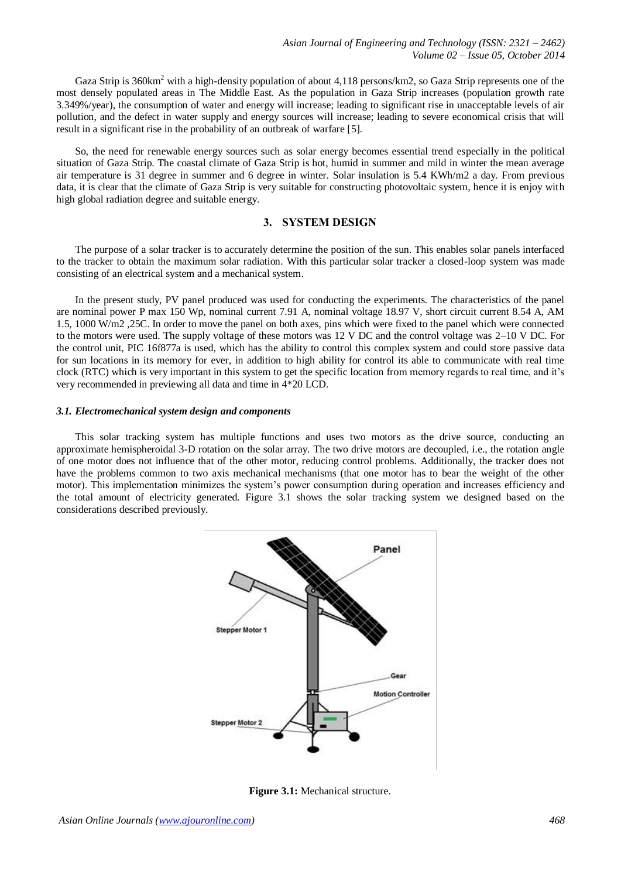Gaza Strip is 360km$^2$ with a high-density population of about 4,118 persons/km2, so Gaza Strip represents one of the most densely populated areas in The Middle East. As the population in Gaza Strip increases (population growth rate 3.349%/year), the consumption of water and energy will increase; leading to significant rise in unacceptable levels of air pollution, and the defect in water supply and energy sources will increase; leading to severe economical crisis that will result in a significant rise in the probability of an outbreak of warfare [5].

So, the need for renewable energy sources such as solar energy becomes essential trend especially in the political situation of Gaza Strip. The coastal climate of Gaza Strip is hot, humid in summer and mild in winter the mean average air temperature is 31 degree in summer and 6 degree in winter. Solar insulation is 5.4 KWh/m2 a day. From previous data, it is clear that the climate of Gaza Strip is very suitable for constructing photovoltaic system, hence it is enjoy with high global radiation degree and suitable energy.

## 3. SYSTEM DESIGN

The purpose of a solar tracker is to accurately determine the position of the sun. This enables solar panels interfaced to the tracker to obtain the maximum solar radiation. With this particular solar tracker a closed-loop system was made consisting of an electrical system and a mechanical system.

In the present study, PV panel produced was used for conducting the experiments. The characteristics of the panel are nominal power P max 150 Wp, nominal current 7.91 A, nominal voltage 18.97 V, short circuit current 8.54 A, AM 1.5, 1000 W/m2 ,25C. In order to move the panel on both axes, pins which were fixed to the panel which were connected to the motors were used. The supply voltage of these motors was 12 V DC and the control voltage was 2–10 V DC. For the control unit, PIC 16f877a is used, which has the ability to control this complex system and could store passive data for sun locations in its memory for ever, in addition to high ability for control its able to communicate with real time clock (RTC) which is very important in this system to get the specific location from memory regards to real time, and it's very recommended in previewing all data and time in 4*20 LCD.

### *3.1. Electromechanical system design and components*

This solar tracking system has multiple functions and uses two motors as the drive source, conducting an approximate hemispheroidal 3-D rotation on the solar array. The two drive motors are decoupled, i.e., the rotation angle of one motor does not influence that of the other motor, reducing control problems. Additionally, the tracker does not have the problems common to two axis mechanical mechanisms (that one motor has to bear the weight of the other motor). This implementation minimizes the system's power consumption during operation and increases efficiency and the total amount of electricity generated. Figure 3.1 shows the solar tracking system we designed based on the considerations described previously.

**Figure 3.1:** Mechanical structure.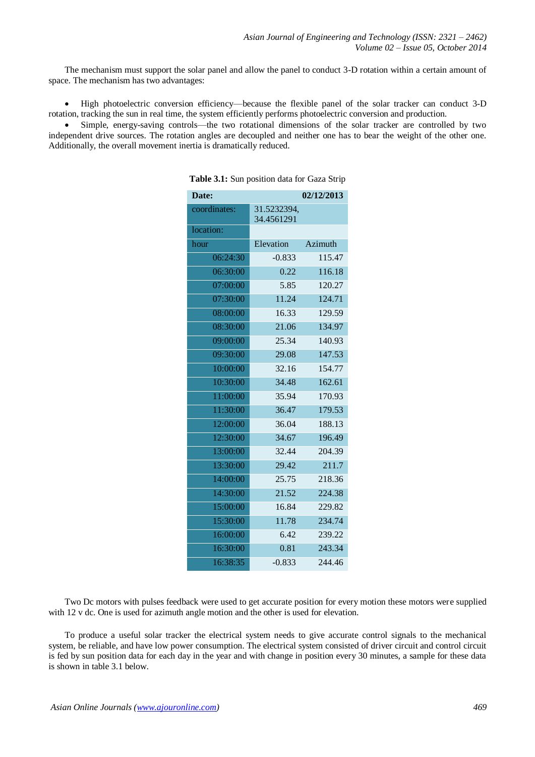The mechanism must support the solar panel and allow the panel to conduct 3-D rotation within a certain amount of space. The mechanism has two advantages:

- High photoelectric conversion efficiency—because the flexible panel of the solar tracker can conduct 3-D rotation, tracking the sun in real time, the system efficiently performs photoelectric conversion and production.
- Simple, energy-saving controls—the two rotational dimensions of the solar tracker are controlled by two independent drive sources. The rotation angles are decoupled and neither one has to bear the weight of the other one. Additionally, the overall movement inertia is dramatically reduced.

**Table 3.1:** Sun position data for Gaza Strip

| **Date:** | | **02/12/2013** |
|---|---|---|
| coordinates: | 31.5232394, 34.4561291 | |
| location: | | |
| hour | Elevation | Azimuth |
| 06:24:30 | -0.833 | 115.47 |
| 06:30:00 | 0.22 | 116.18 |
| 07:00:00 | 5.85 | 120.27 |
| 07:30:00 | 11.24 | 124.71 |
| 08:00:00 | 16.33 | 129.59 |
| 08:30:00 | 21.06 | 134.97 |
| 09:00:00 | 25.34 | 140.93 |
| 09:30:00 | 29.08 | 147.53 |
| 10:00:00 | 32.16 | 154.77 |
| 10:30:00 | 34.48 | 162.61 |
| 11:00:00 | 35.94 | 170.93 |
| 11:30:00 | 36.47 | 179.53 |
| 12:00:00 | 36.04 | 188.13 |
| 12:30:00 | 34.67 | 196.49 |
| 13:00:00 | 32.44 | 204.39 |
| 13:30:00 | 29.42 | 211.7 |
| 14:00:00 | 25.75 | 218.36 |
| 14:30:00 | 21.52 | 224.38 |
| 15:00:00 | 16.84 | 229.82 |
| 15:30:00 | 11.78 | 234.74 |
| 16:00:00 | 6.42 | 239.22 |
| 16:30:00 | 0.81 | 243.34 |
| 16:38:35 | -0.833 | 244.46 |

Two Dc motors with pulses feedback were used to get accurate position for every motion these motors were supplied with 12 v dc. One is used for azimuth angle motion and the other is used for elevation.

To produce a useful solar tracker the electrical system needs to give accurate control signals to the mechanical system, be reliable, and have low power consumption. The electrical system consisted of driver circuit and control circuit is fed by sun position data for each day in the year and with change in position every 30 minutes, a sample for these data is shown in table 3.1 below.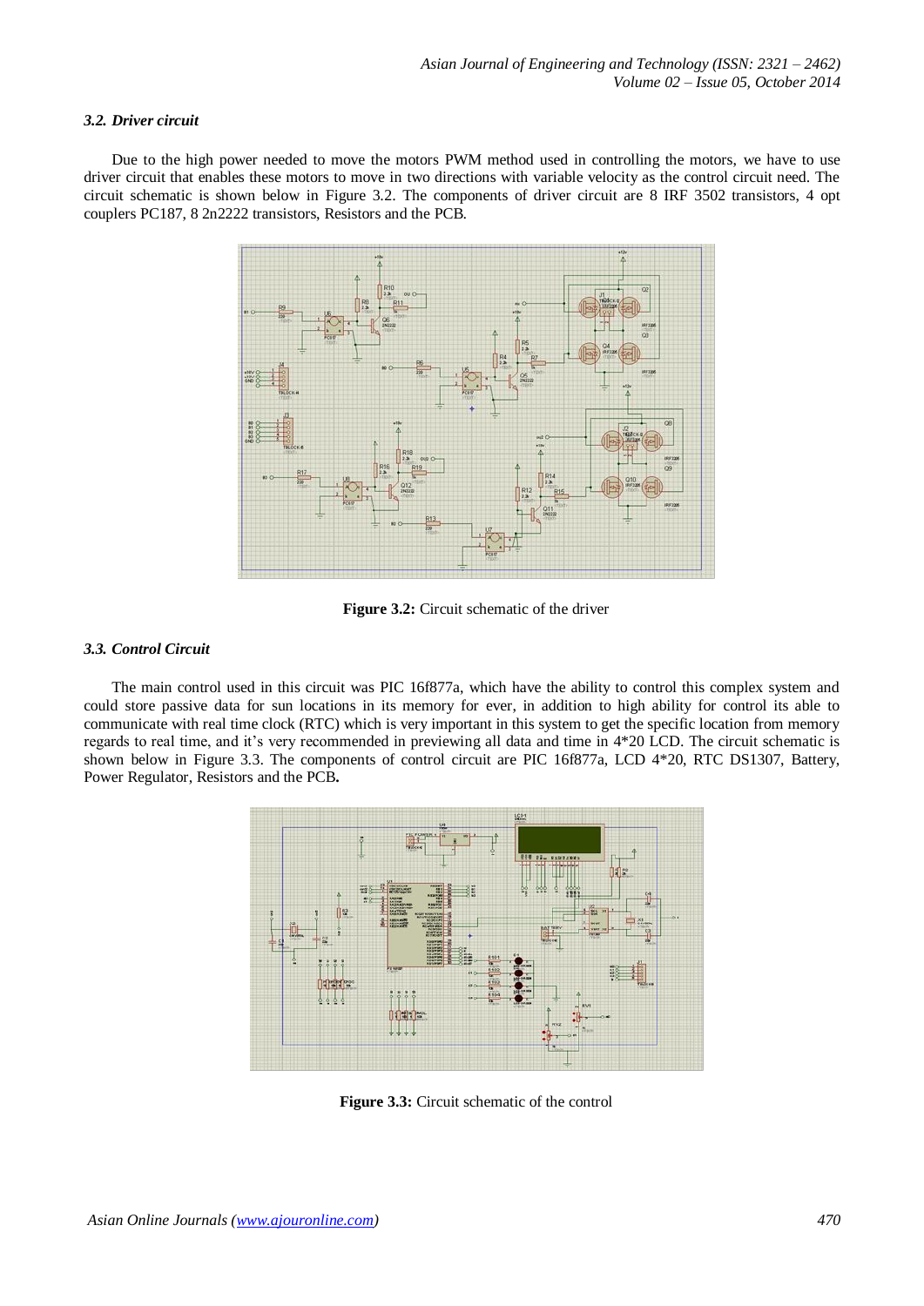### *3.2. Driver circuit*

Due to the high power needed to move the motors PWM method used in controlling the motors, we have to use driver circuit that enables these motors to move in two directions with variable velocity as the control circuit need. The circuit schematic is shown below in Figure 3.2. The components of driver circuit are 8 IRF 3502 transistors, 4 opt couplers PC187, 8 2n2222 transistors, Resistors and the PCB.

**Figure 3.2:** Circuit schematic of the driver

### *3.3. Control Circuit*

The main control used in this circuit was PIC 16f877a, which have the ability to control this complex system and could store passive data for sun locations in its memory for ever, in addition to high ability for control its able to communicate with real time clock (RTC) which is very important in this system to get the specific location from memory regards to real time, and it's very recommended in previewing all data and time in 4*20 LCD. The circuit schematic is shown below in Figure 3.3. The components of control circuit are PIC 16f877a, LCD 4*20, RTC DS1307, Battery, Power Regulator, Resistors and the PCB**.**

**Figure 3.3:** Circuit schematic of the control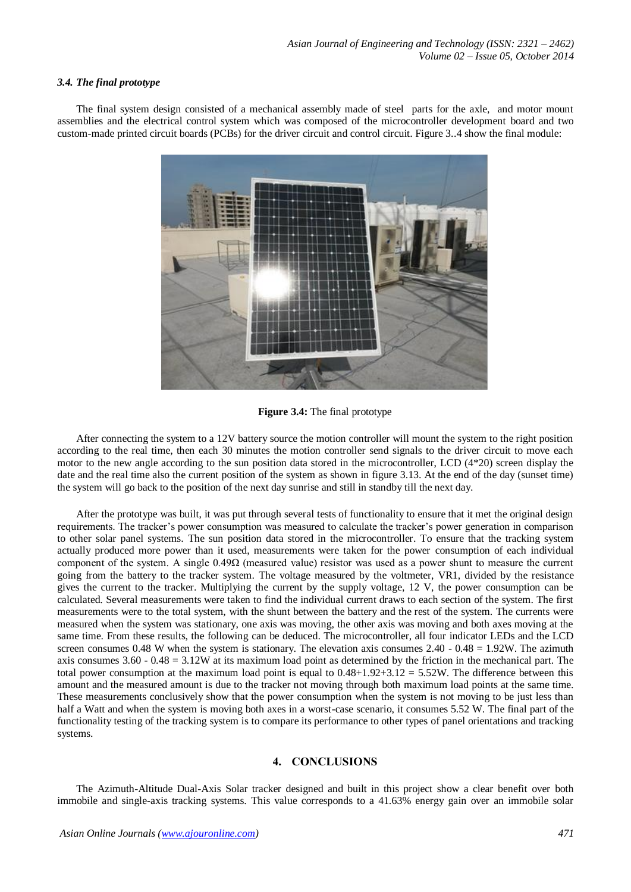### *3.4. The final prototype*

The final system design consisted of a mechanical assembly made of steel parts for the axle, and motor mount assemblies and the electrical control system which was composed of the microcontroller development board and two custom-made printed circuit boards (PCBs) for the driver circuit and control circuit. Figure 3..4 show the final module:

**Figure 3.4:** The final prototype

After connecting the system to a 12V battery source the motion controller will mount the system to the right position according to the real time, then each 30 minutes the motion controller send signals to the driver circuit to move each motor to the new angle according to the sun position data stored in the microcontroller, LCD (4*20) screen display the date and the real time also the current position of the system as shown in figure 3.13. At the end of the day (sunset time) the system will go back to the position of the next day sunrise and still in standby till the next day.

After the prototype was built, it was put through several tests of functionality to ensure that it met the original design requirements. The tracker's power consumption was measured to calculate the tracker's power generation in comparison to other solar panel systems. The sun position data stored in the microcontroller. To ensure that the tracking system actually produced more power than it used, measurements were taken for the power consumption of each individual component of the system. A single 0.49Ω (measured value) resistor was used as a power shunt to measure the current going from the battery to the tracker system. The voltage measured by the voltmeter, VR1, divided by the resistance gives the current to the tracker. Multiplying the current by the supply voltage, 12 V, the power consumption can be calculated. Several measurements were taken to find the individual current draws to each section of the system. The first measurements were to the total system, with the shunt between the battery and the rest of the system. The currents were measured when the system was stationary, one axis was moving, the other axis was moving and both axes moving at the same time. From these results, the following can be deduced. The microcontroller, all four indicator LEDs and the LCD screen consumes 0.48 W when the system is stationary. The elevation axis consumes 2.40 - 0.48 = 1.92W. The azimuth axis consumes 3.60 - 0.48 = 3.12W at its maximum load point as determined by the friction in the mechanical part. The total power consumption at the maximum load point is equal to 0.48+1.92+3.12 = 5.52W. The difference between this amount and the measured amount is due to the tracker not moving through both maximum load points at the same time. These measurements conclusively show that the power consumption when the system is not moving to be just less than half a Watt and when the system is moving both axes in a worst-case scenario, it consumes 5.52 W. The final part of the functionality testing of the tracking system is to compare its performance to other types of panel orientations and tracking systems.

## 4. CONCLUSIONS

The Azimuth-Altitude Dual-Axis Solar tracker designed and built in this project show a clear benefit over both immobile and single-axis tracking systems. This value corresponds to a 41.63% energy gain over an immobile solar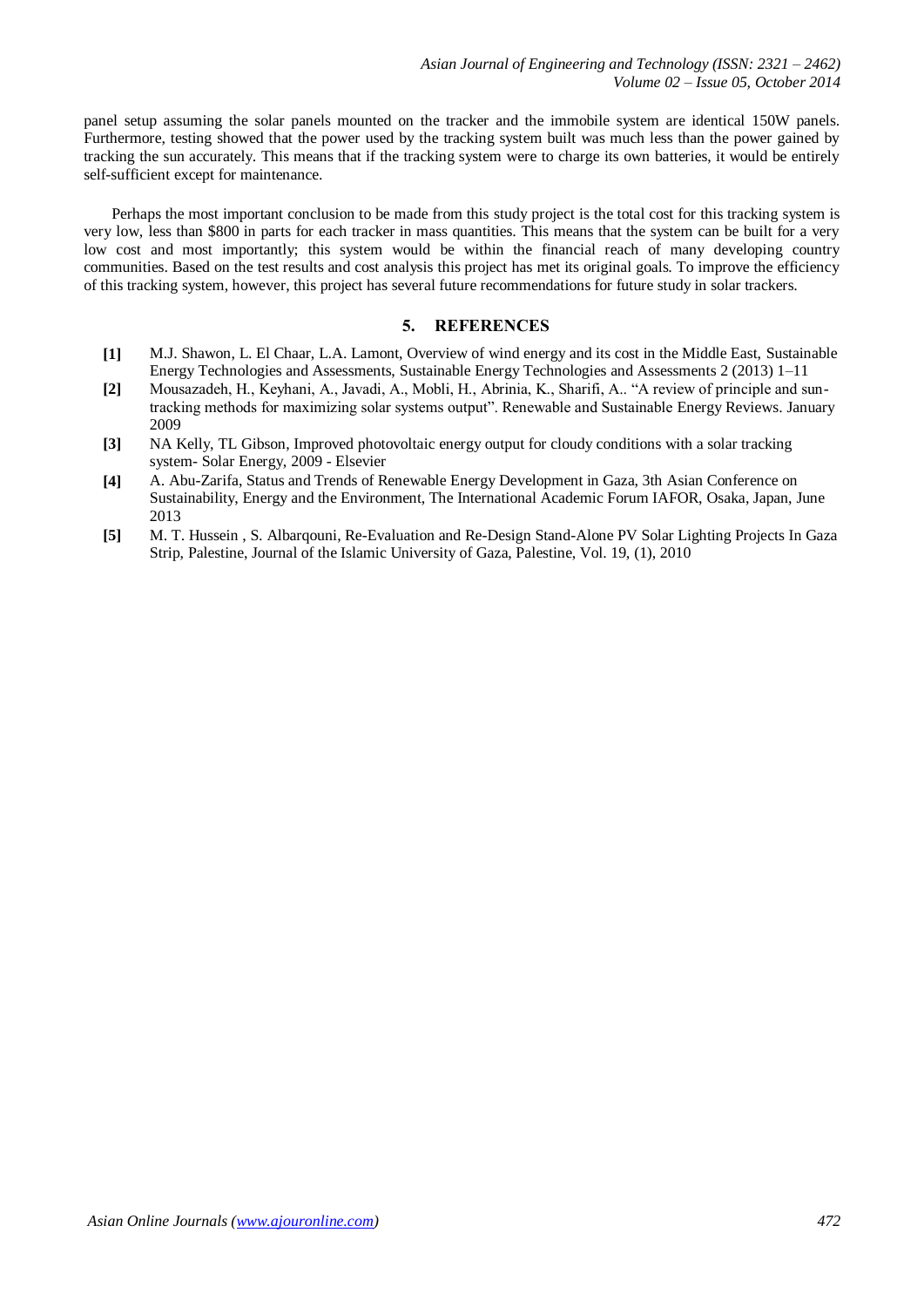panel setup assuming the solar panels mounted on the tracker and the immobile system are identical 150W panels. Furthermore, testing showed that the power used by the tracking system built was much less than the power gained by tracking the sun accurately. This means that if the tracking system were to charge its own batteries, it would be entirely self-sufficient except for maintenance.

Perhaps the most important conclusion to be made from this study project is the total cost for this tracking system is very low, less than $800 in parts for each tracker in mass quantities. This means that the system can be built for a very low cost and most importantly; this system would be within the financial reach of many developing country communities. Based on the test results and cost analysis this project has met its original goals. To improve the efficiency of this tracking system, however, this project has several future recommendations for future study in solar trackers.

## 5. REFERENCES

- **[1]** M.J. Shawon, L. El Chaar, L.A. Lamont, Overview of wind energy and its cost in the Middle East, Sustainable Energy Technologies and Assessments, Sustainable Energy Technologies and Assessments 2 (2013) 1–11
- **[2]** Mousazadeh, H., Keyhani, A., Javadi, A., Mobli, H., Abrinia, K., Sharifi, A.. "A review of principle and sun-tracking methods for maximizing solar systems output". Renewable and Sustainable Energy Reviews. January 2009
- **[3]** NA Kelly, TL Gibson, Improved photovoltaic energy output for cloudy conditions with a solar tracking system- Solar Energy, 2009 - Elsevier
- **[4]** A. Abu-Zarifa, Status and Trends of Renewable Energy Development in Gaza, 3th Asian Conference on Sustainability, Energy and the Environment, The International Academic Forum IAFOR, Osaka, Japan, June 2013
- **[5]** M. T. Hussein , S. Albarqouni, Re-Evaluation and Re-Design Stand-Alone PV Solar Lighting Projects In Gaza Strip, Palestine, Journal of the Islamic University of Gaza, Palestine, Vol. 19, (1), 2010